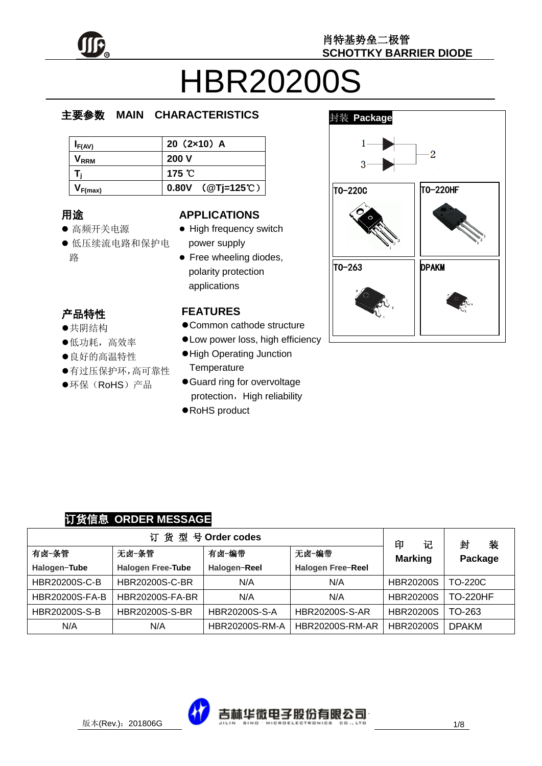肖特基势垒二极管
SCHOTTKY BARRIER DIODE

# HBR20200S

## 主要参数　MAIN　CHARACTERISTICS

| | |
|---|---|
| $I_{F(AV)}$ | 20（2×10）A |
| $V_{RRM}$ | 200 V |
| $T_j$ | 175 ℃ |
| $V_{F(max)}$ | 0.80V　（@Tj=125℃） |

## 封装 Package

TO-220C　TO-220HF　TO-263　DPAKM

## 用途

- 高频开关电源
- 低压续流电路和保护电路

## APPLICATIONS

- High frequency switch power supply
- Free wheeling diodes, polarity protection applications

## 产品特性

- 共阴结构
- 低功耗，高效率
- 良好的高温特性
- 有过压保护环，高可靠性
- 环保（RoHS）产品

## FEATURES

- Common cathode structure
- Low power loss, high efficiency
- High Operating Junction Temperature
- Guard ring for overvoltage protection，High reliability
- RoHS product

## 订货信息 ORDER MESSAGE

| 订 货 型 号 Order codes | | | | 印　记 Marking | 封　装 Package |
|---|---|---|---|---|---|
| 有卤-条管 Halogen-Tube | 无卤-条管 Halogen Free-Tube | 有卤-编带 Halogen-Reel | 无卤-编带 Halogen Free-Reel | | |
| HBR20200S-C-B | HBR20200S-C-BR | N/A | N/A | HBR20200S | TO-220C |
| HBR20200S-FA-B | HBR20200S-FA-BR | N/A | N/A | HBR20200S | TO-220HF |
| HBR20200S-S-B | HBR20200S-S-BR | HBR20200S-S-A | HBR20200S-S-AR | HBR20200S | TO-263 |
| N/A | N/A | HBR20200S-RM-A | HBR20200S-RM-AR | HBR20200S | DPAKM |

版本(Rev.)：201806G

吉林华微电子股份有限公司 JILIN SINO MICROELECTRONICS CO.,LTD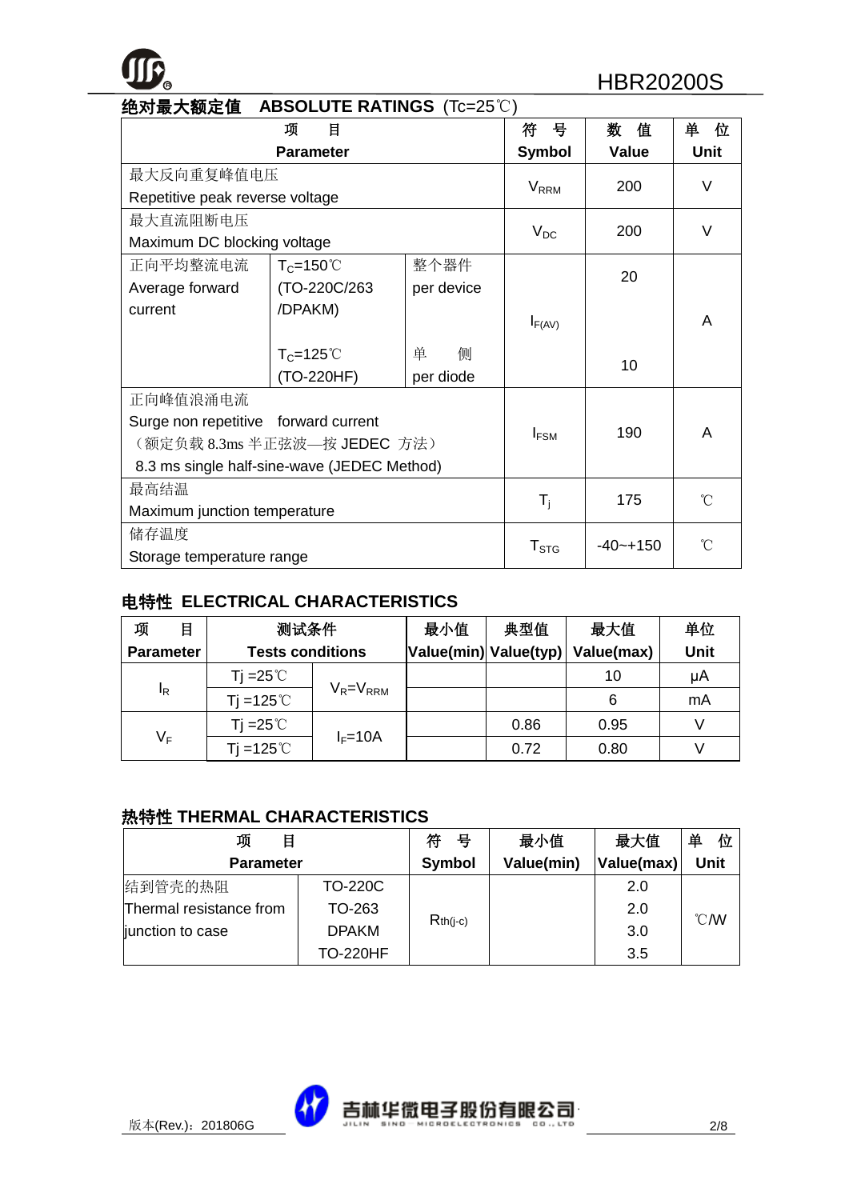## 绝对最大额定值 ABSOLUTE RATINGS (Tc=25℃)

| 项 目 Parameter | | | 符 号 Symbol | 数 值 Value | 单 位 Unit |
|---|---|---|---|---|---|
| 最大反向重复峰值电压 Repetitive peak reverse voltage | | | $V_{RRM}$ | 200 | V |
| 最大直流阻断电压 Maximum DC blocking voltage | | | $V_{DC}$ | 200 | V |
| 正向平均整流电流 Average forward current | $T_C$=150℃ (TO-220C/263 /DPAKM) | 整个器件 per device | $I_{F(AV)}$ | 20 | A |
| | $T_C$=125℃ (TO-220HF) | 单 侧 per diode | | 10 | |
| 正向峰值浪涌电流 Surge non repetitive forward current （额定负载 8.3ms 半正弦波—按 JEDEC 方法） 8.3 ms single half-sine-wave (JEDEC Method) | | | $I_{FSM}$ | 190 | A |
| 最高结温 Maximum junction temperature | | | $T_j$ | 175 | ℃ |
| 储存温度 Storage temperature range | | | $T_{STG}$ | -40~+150 | ℃ |

## 电特性 ELECTRICAL CHARACTERISTICS

| 项 目 Parameter | 测试条件 Tests conditions | | 最小值 Value(min) | 典型值 Value(typ) | 最大值 Value(max) | 单位 Unit |
|---|---|---|---|---|---|---|
| $I_R$ | Tj =25℃ | $V_R$=$V_{RRM}$ | | | 10 | μA |
| | Tj =125℃ | | | | 6 | mA |
| $V_F$ | Tj =25℃ | $I_F$=10A | | 0.86 | 0.95 | V |
| | Tj =125℃ | | | 0.72 | 0.80 | V |

## 热特性 THERMAL CHARACTERISTICS

| 项 目 Parameter | | 符 号 Symbol | 最小值 Value(min) | 最大值 Value(max) | 单 位 Unit |
|---|---|---|---|---|---|
| 结到管壳的热阻 Thermal resistance from junction to case | TO-220C | $R_{th(j-c)}$ | | 2.0 | ℃/W |
| | TO-263 | | | 2.0 | |
| | DPAKM | | | 3.0 | |
| | TO-220HF | | | 3.5 | |

版本(Rev.)：201806G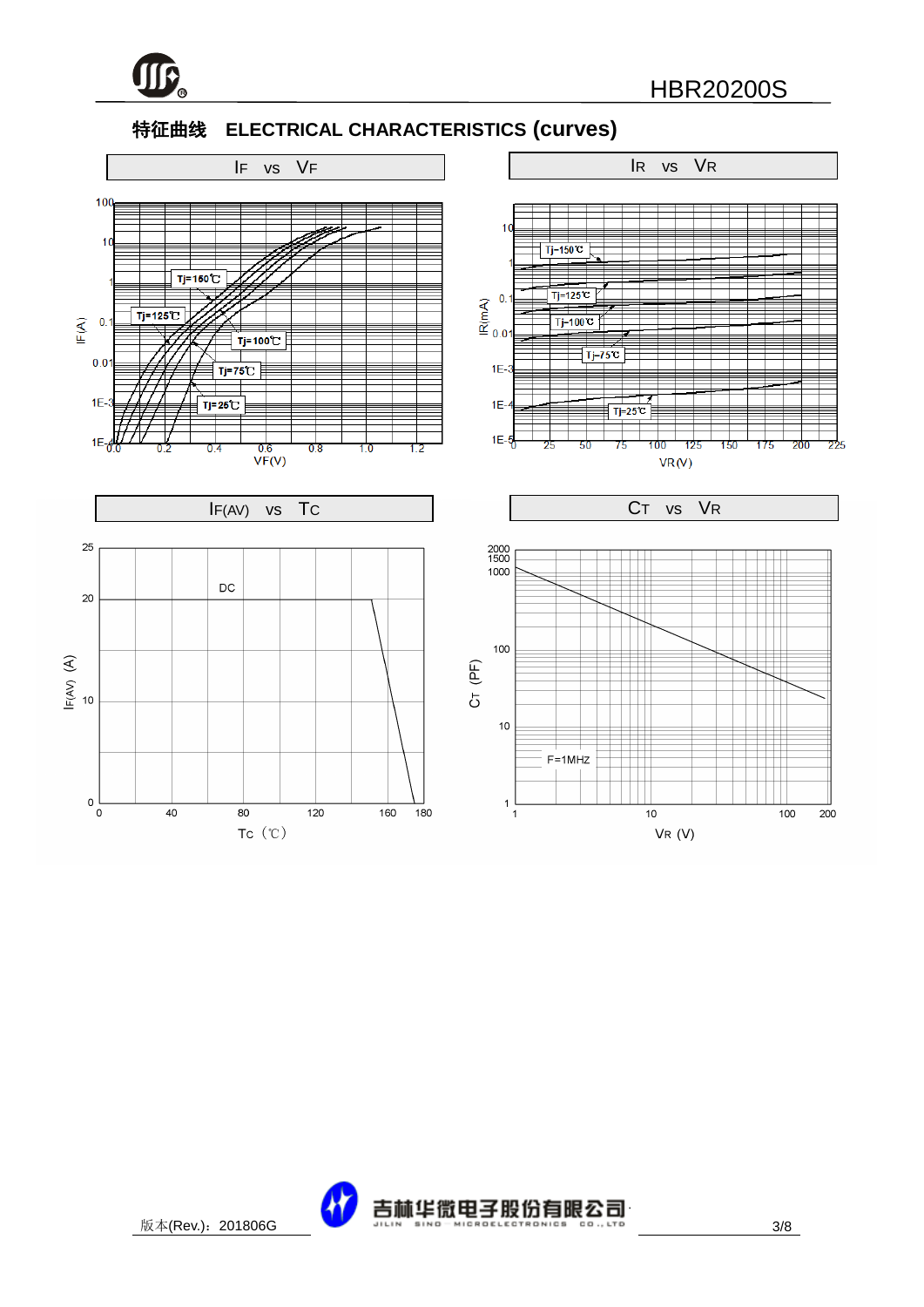## 特征曲线 ELECTRICAL CHARACTERISTICS (curves)

$I_F$ vs $V_F$

$I_R$ vs $V_R$

$I_{F(AV)}$ vs $T_C$

$C_T$ vs $V_R$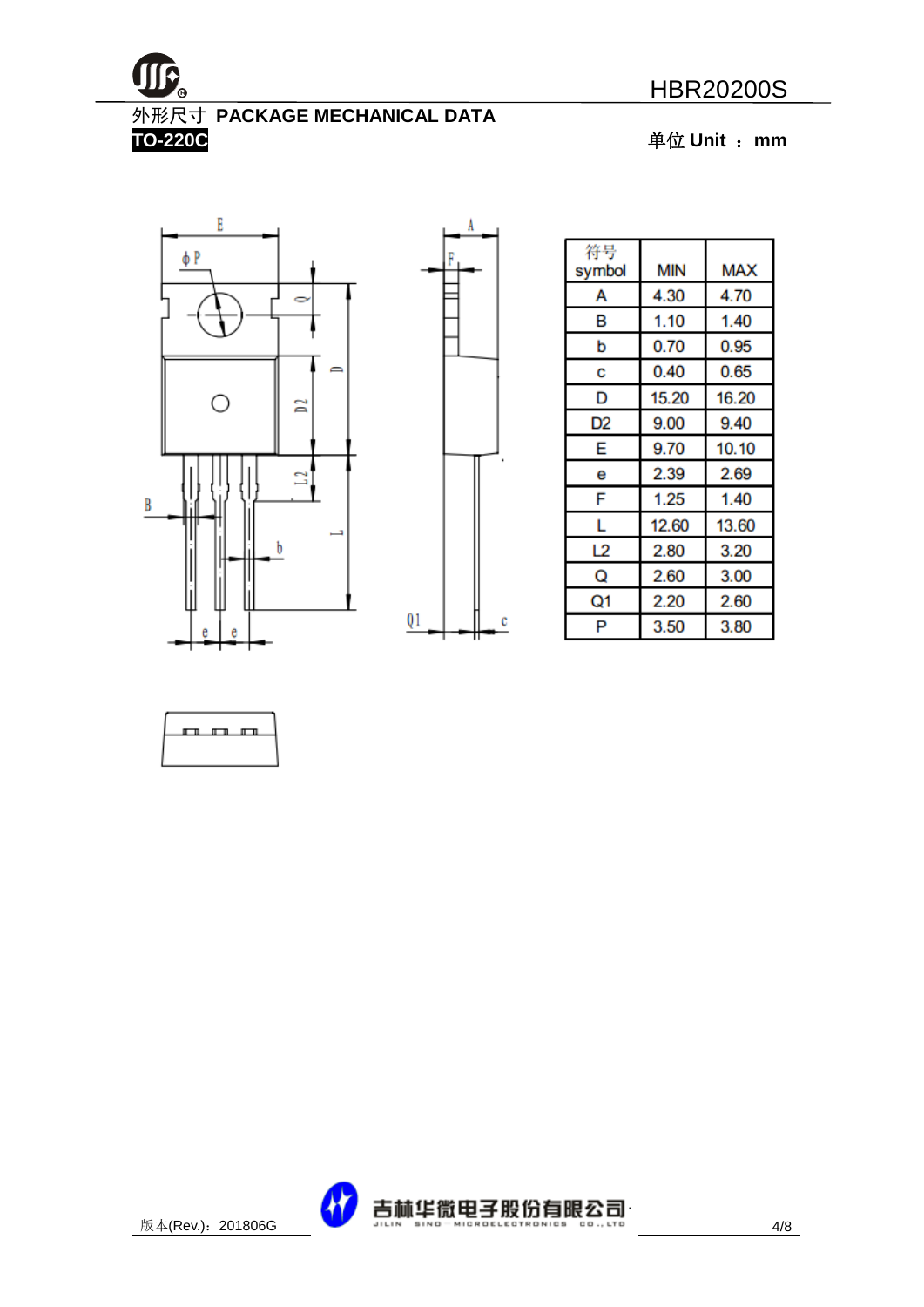## 外形尺寸 PACKAGE MECHANICAL DATA

**TO-220C**

单位 Unit ： mm

| 符号 symbol | MIN | MAX |
|---|---|---|
| A | 4.30 | 4.70 |
| B | 1.10 | 1.40 |
| b | 0.70 | 0.95 |
| c | 0.40 | 0.65 |
| D | 15.20 | 16.20 |
| D2 | 9.00 | 9.40 |
| E | 9.70 | 10.10 |
| e | 2.39 | 2.69 |
| F | 1.25 | 1.40 |
| L | 12.60 | 13.60 |
| L2 | 2.80 | 3.20 |
| Q | 2.60 | 3.00 |
| Q1 | 2.20 | 2.60 |
| P | 3.50 | 3.80 |

版本(Rev.)：201806G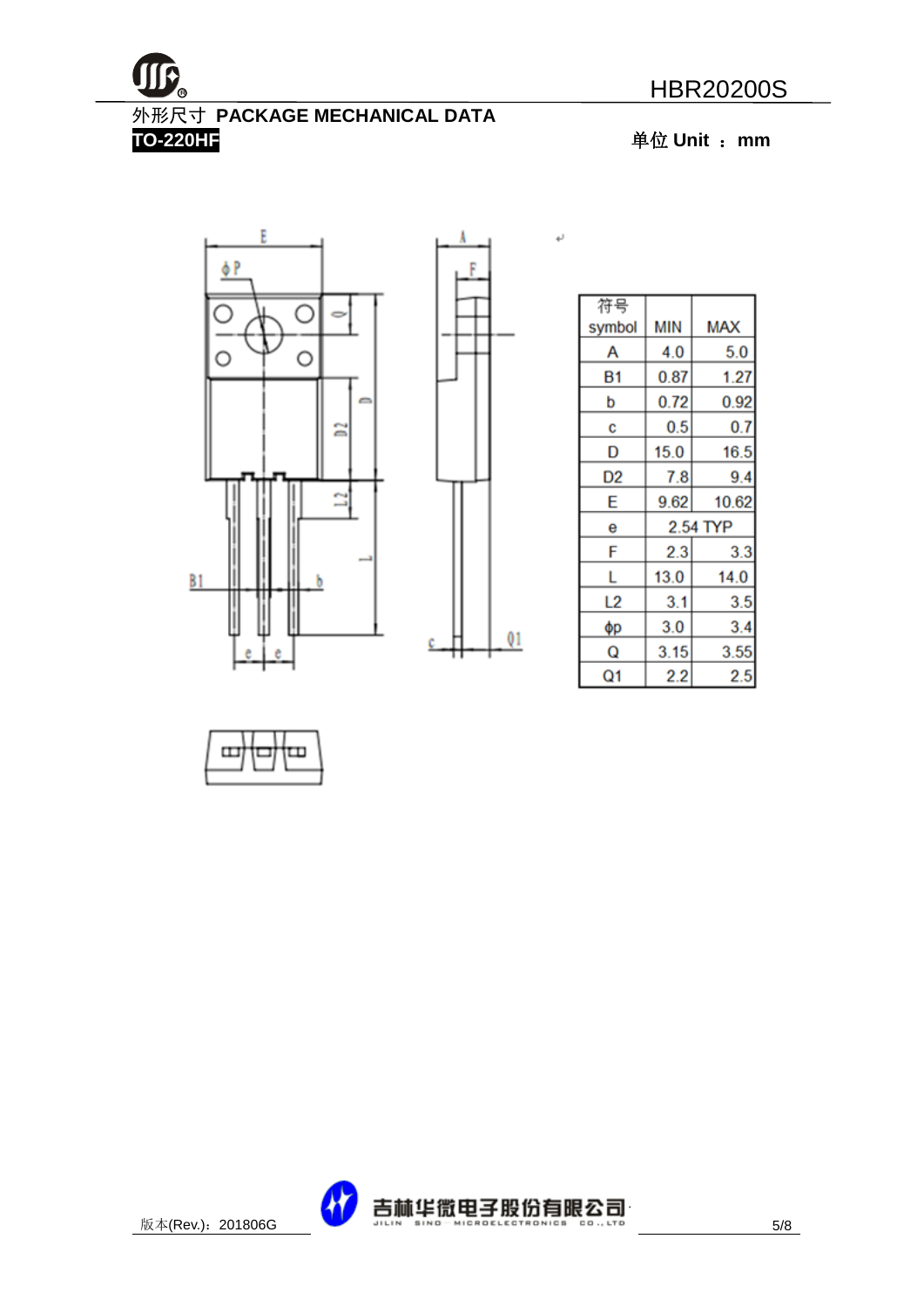外形尺寸 **PACKAGE MECHANICAL DATA**

**TO-220HF**

**单位 Unit ： mm**

| 符号 symbol | MIN | MAX |
|---|---|---|
| A | 4.0 | 5.0 |
| B1 | 0.87 | 1.27 |
| b | 0.72 | 0.92 |
| c | 0.5 | 0.7 |
| D | 15.0 | 16.5 |
| D2 | 7.8 | 9.4 |
| E | 9.62 | 10.62 |
| e | 2.54 TYP | |
| F | 2.3 | 3.3 |
| L | 13.0 | 14.0 |
| L2 | 3.1 | 3.5 |
| ϕp | 3.0 | 3.4 |
| Q | 3.15 | 3.55 |
| Q1 | 2.2 | 2.5 |

版本(Rev.)：201806G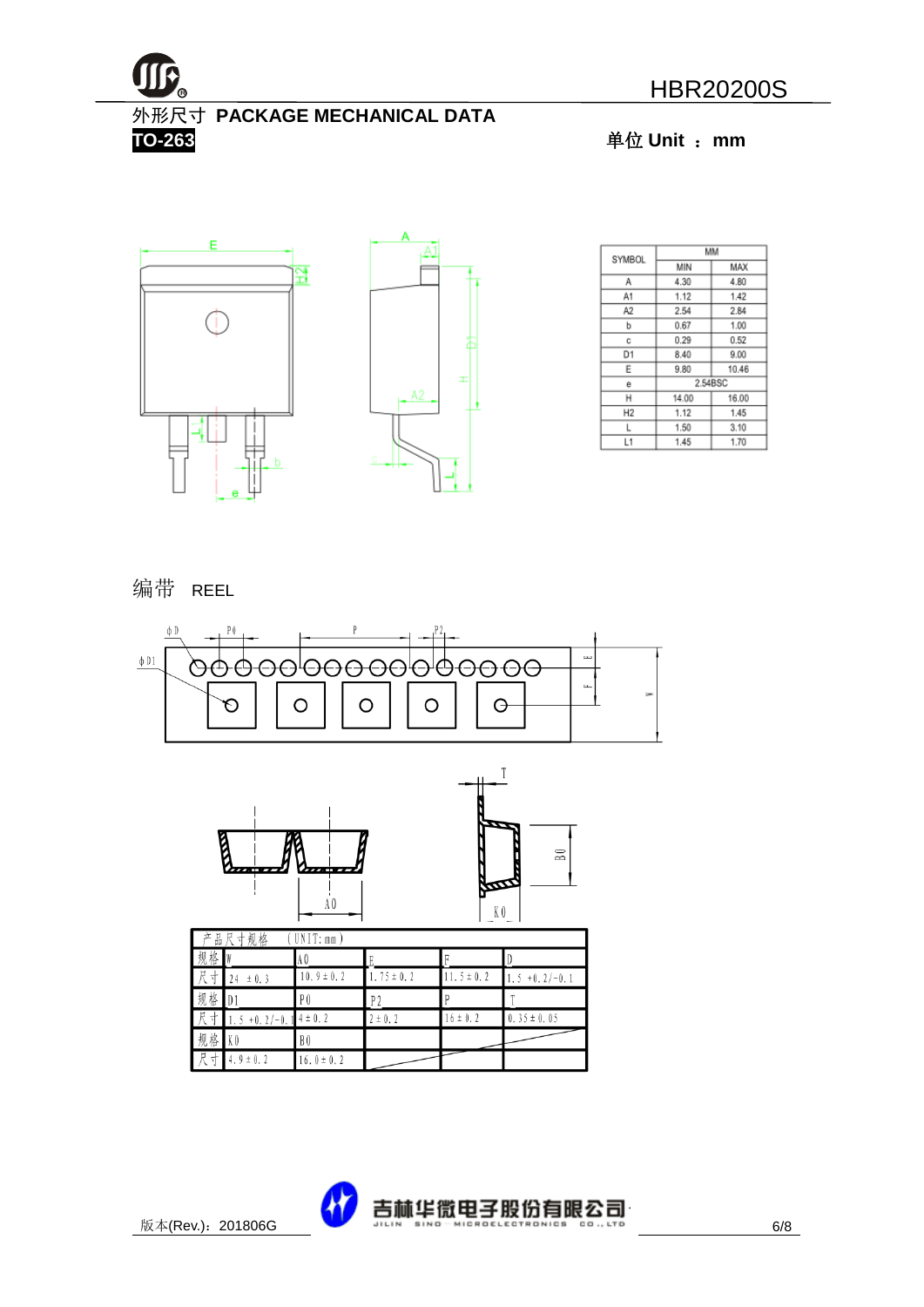## 外形尺寸 PACKAGE MECHANICAL DATA

**TO-263**

单位 Unit ：mm

| SYMBOL | MM | |
|---|---|---|
| | MIN | MAX |
| A | 4.30 | 4.80 |
| A1 | 1.12 | 1.42 |
| A2 | 2.54 | 2.84 |
| b | 0.67 | 1.00 |
| c | 0.29 | 0.52 |
| D1 | 8.40 | 9.00 |
| E | 9.80 | 10.46 |
| e | 2.54BSC | |
| H | 14.00 | 16.00 |
| H2 | 1.12 | 1.45 |
| L | 1.50 | 3.10 |
| L1 | 1.45 | 1.70 |

## 编带 REEL

| 产品尺寸规格 (UNIT: mm) | | | | | |
|---|---|---|---|---|---|
| 规格 | W | A0 | E | F | D |
| 尺寸 | 24 ±0.3 | 10.9±0.2 | 1.75±0.2 | 11.5±0.2 | 1.5 +0.2/-0.1 |
| 规格 | D1 | P0 | P2 | P | T |
| 尺寸 | 1.5 +0.2/-0.1 | 4±0.2 | 2±0.2 | 16±0.2 | 0.35±0.05 |
| 规格 | K0 | B0 | | | |
| 尺寸 | 4.9±0.2 | 16.0±0.2 | | | |

版本(Rev.)：201806G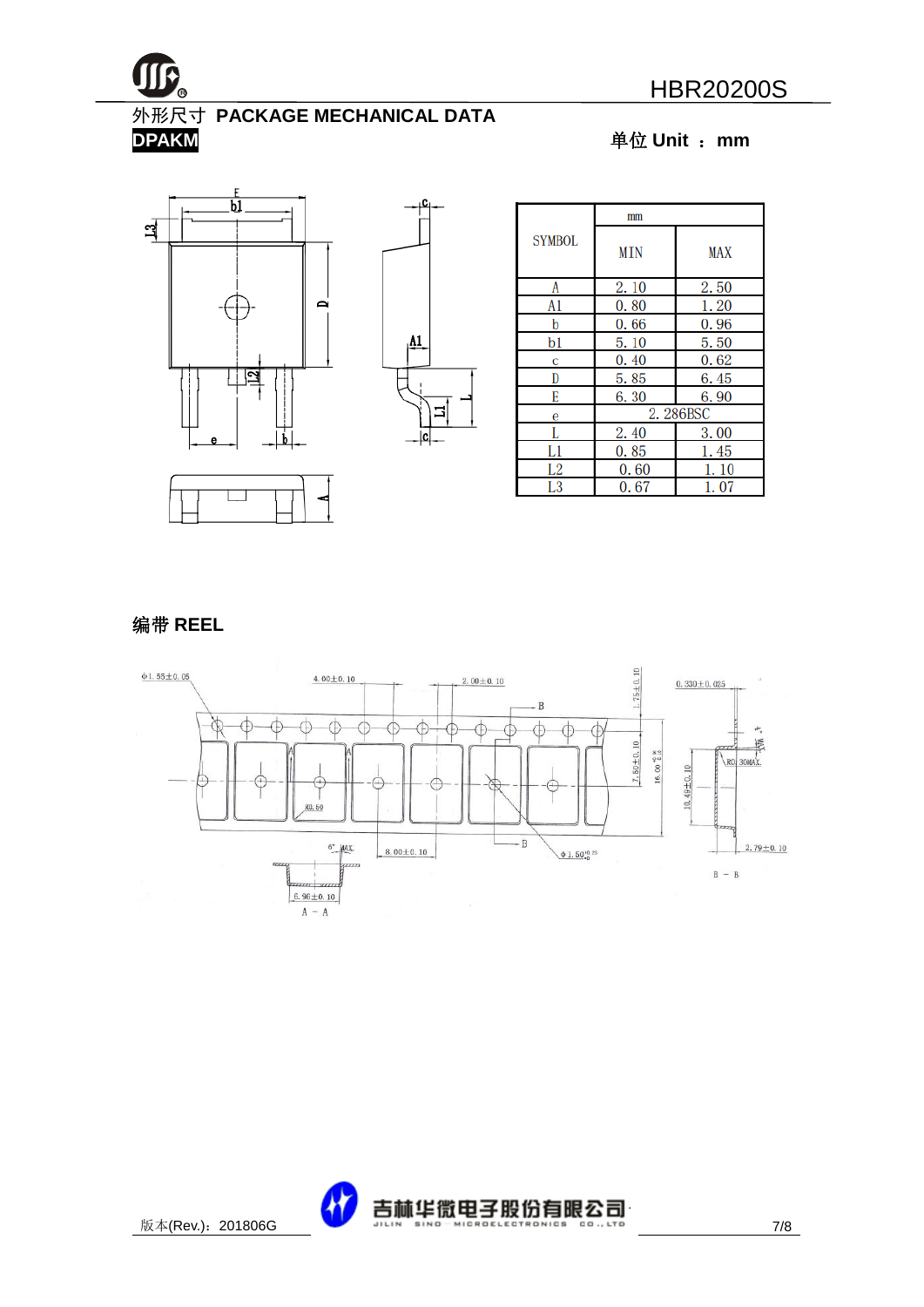## 外形尺寸 PACKAGE MECHANICAL DATA

**DPAKM**

单位 Unit ： mm

| SYMBOL | mm | |
|---|---|---|
| | MIN | MAX |
| A | 2.10 | 2.50 |
| A1 | 0.80 | 1.20 |
| b | 0.66 | 0.96 |
| b1 | 5.10 | 5.50 |
| c | 0.40 | 0.62 |
| D | 5.85 | 6.45 |
| E | 6.30 | 6.90 |
| e | 2.286BSC | |
| L | 2.40 | 3.00 |
| L1 | 0.85 | 1.45 |
| L2 | 0.60 | 1.10 |
| L3 | 0.67 | 1.07 |

## 编带 REEL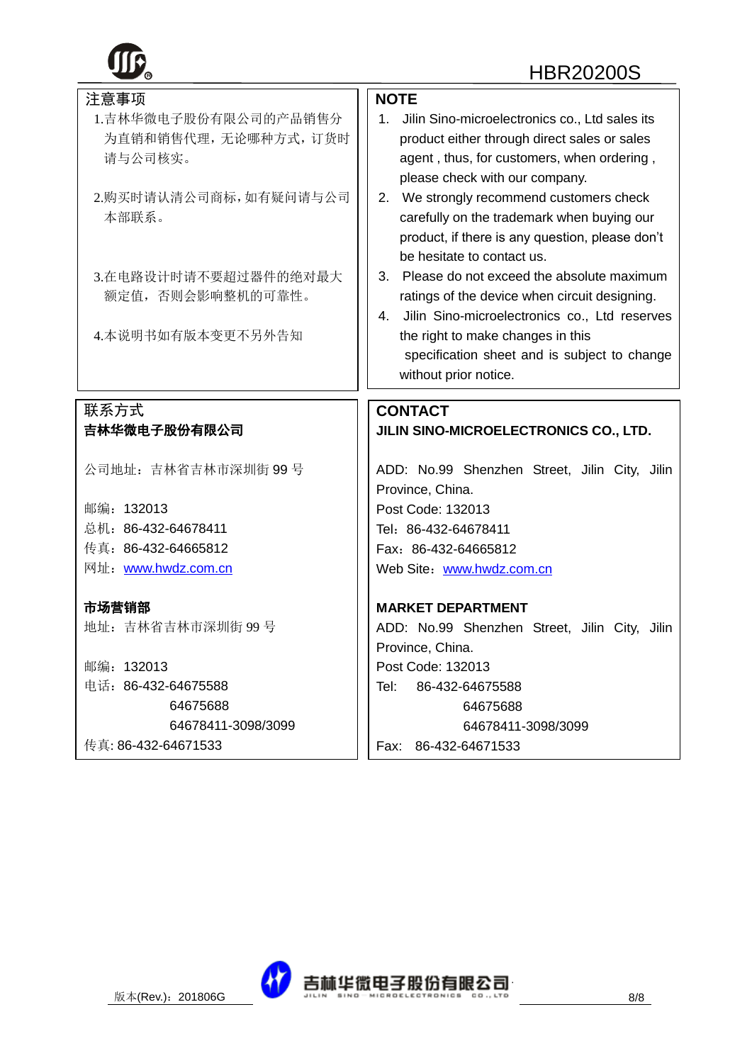## 注意事项

1.吉林华微电子股份有限公司的产品销售分为直销和销售代理，无论哪种方式，订货时请与公司核实。

2.购买时请认清公司商标，如有疑问请与公司本部联系。

3.在电路设计时请不要超过器件的绝对最大额定值，否则会影响整机的可靠性。

4.本说明书如有版本变更不另外告知

## NOTE

1. Jilin Sino-microelectronics co., Ltd sales its product either through direct sales or sales agent , thus, for customers, when ordering , please check with our company.
2. We strongly recommend customers check carefully on the trademark when buying our product, if there is any question, please don't be hesitate to contact us.
3. Please do not exceed the absolute maximum ratings of the device when circuit designing.
4. Jilin Sino-microelectronics co., Ltd reserves the right to make changes in this specification sheet and is subject to change without prior notice.

## 联系方式

**吉林华微电子股份有限公司**

公司地址：吉林省吉林市深圳街 99 号

邮编：132013
总机：86-432-64678411
传真：86-432-64665812
网址：www.hwdz.com.cn

**市场营销部**

地址：吉林省吉林市深圳街 99 号

邮编：132013
电话：86-432-64675588
64675688
64678411-3098/3099
传真: 86-432-64671533

## CONTACT

**JILIN SINO-MICROELECTRONICS CO., LTD.**

ADD: No.99 Shenzhen Street, Jilin City, Jilin Province, China.
Post Code: 132013
Tel：86-432-64678411
Fax：86-432-64665812
Web Site：www.hwdz.com.cn

**MARKET DEPARTMENT**

ADD: No.99 Shenzhen Street, Jilin City, Jilin Province, China.
Post Code: 132013
Tel: 86-432-64675588
64675688
64678411-3098/3099
Fax: 86-432-64671533

版本(Rev.)：201806G